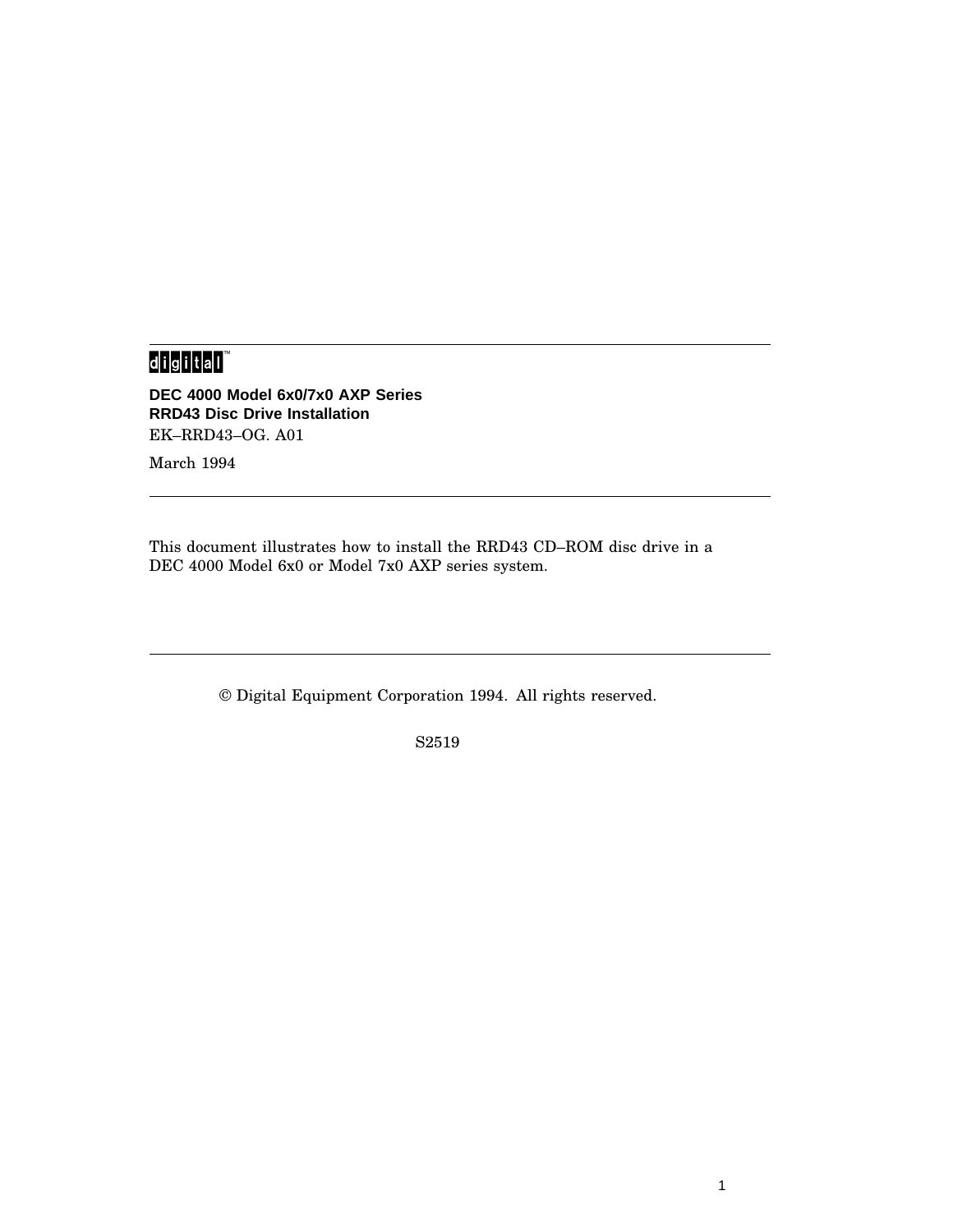digital™

**DEC 4000 Model 6x0/7x0 AXP Series**
**RRD43 Disc Drive Installation**

EK–RRD43–OG. A01

March 1994

---

This document illustrates how to install the RRD43 CD–ROM disc drive in a DEC 4000 Model 6x0 or Model 7x0 AXP series system.

---

© Digital Equipment Corporation 1994. All rights reserved.

S2519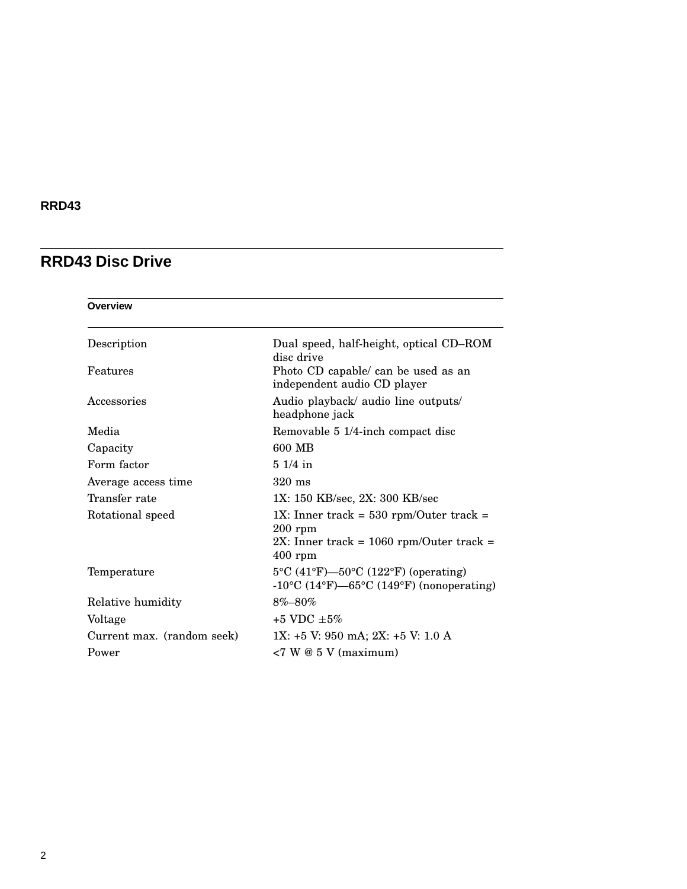# RRD43 Disc Drive

| Overview | |
|---|---|
| Description | Dual speed, half-height, optical CD–ROM disc drive |
| Features | Photo CD capable/ can be used as an independent audio CD player |
| Accessories | Audio playback/ audio line outputs/ headphone jack |
| Media | Removable 5 1/4-inch compact disc |
| Capacity | 600 MB |
| Form factor | 5 1/4 in |
| Average access time | 320 ms |
| Transfer rate | 1X: 150 KB/sec, 2X: 300 KB/sec |
| Rotational speed | 1X: Inner track = 530 rpm/Outer track = 200 rpm<br>2X: Inner track = 1060 rpm/Outer track = 400 rpm |
| Temperature | 5°C (41°F)—50°C (122°F) (operating)<br>-10°C (14°F)—65°C (149°F) (nonoperating) |
| Relative humidity | 8%–80% |
| Voltage | +5 VDC ±5% |
| Current max. (random seek) | 1X: +5 V: 950 mA; 2X: +5 V: 1.0 A |
| Power | <7 W @ 5 V (maximum) |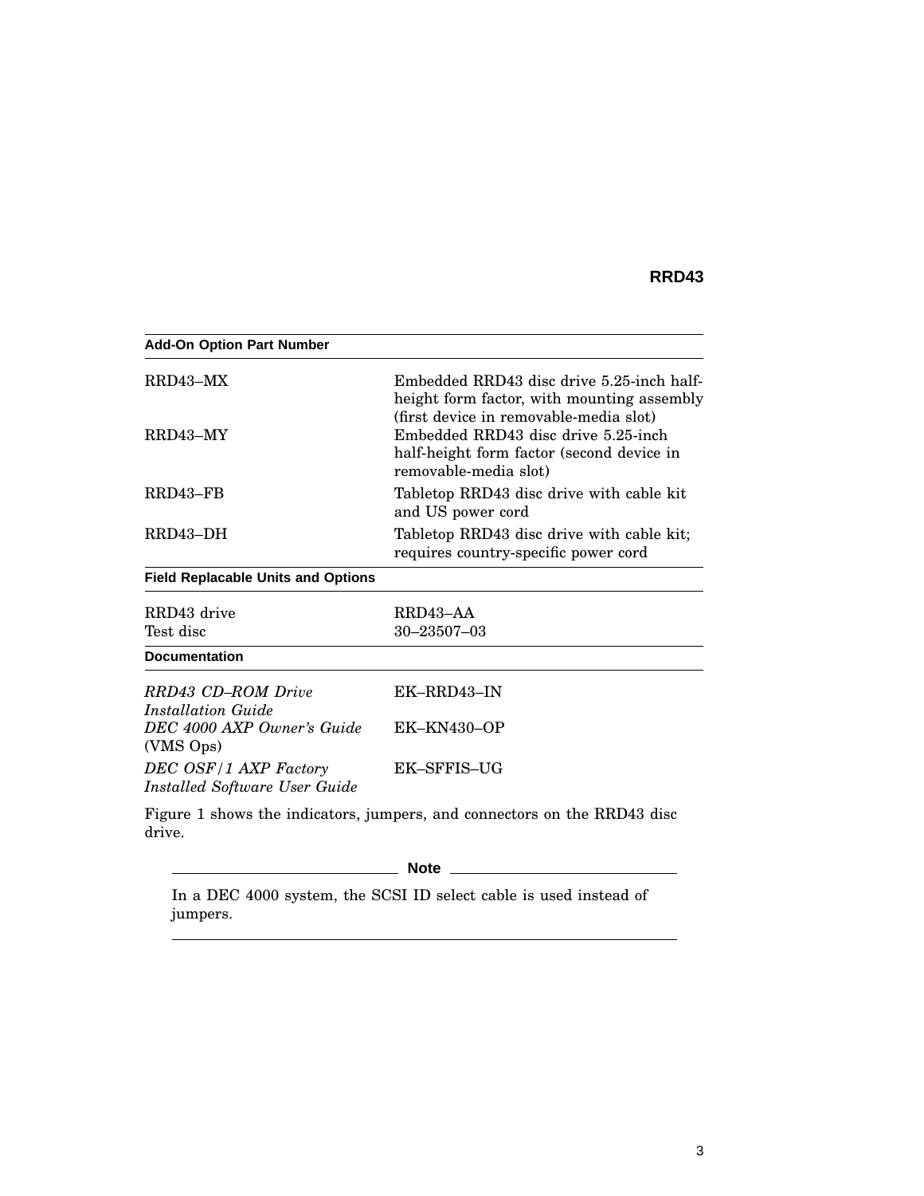## RRD43

| Add-On Option Part Number | |
|---|---|
| RRD43–MX | Embedded RRD43 disc drive 5.25-inch half-height form factor, with mounting assembly (first device in removable-media slot) |
| RRD43–MY | Embedded RRD43 disc drive 5.25-inch half-height form factor (second device in removable-media slot) |
| RRD43–FB | Tabletop RRD43 disc drive with cable kit and US power cord |
| RRD43–DH | Tabletop RRD43 disc drive with cable kit; requires country-specific power cord |
| **Field Replacable Units and Options** | |
| RRD43 drive | RRD43–AA |
| Test disc | 30–23507–03 |
| **Documentation** | |
| *RRD43 CD–ROM Drive Installation Guide* | EK–RRD43–IN |
| *DEC 4000 AXP Owner's Guide* (VMS Ops) | EK–KN430–OP |
| *DEC OSF/1 AXP Factory Installed Software User Guide* | EK–SFFIS–UG |

Figure 1 shows the indicators, jumpers, and connectors on the RRD43 disc drive.

**Note**

In a DEC 4000 system, the SCSI ID select cable is used instead of jumpers.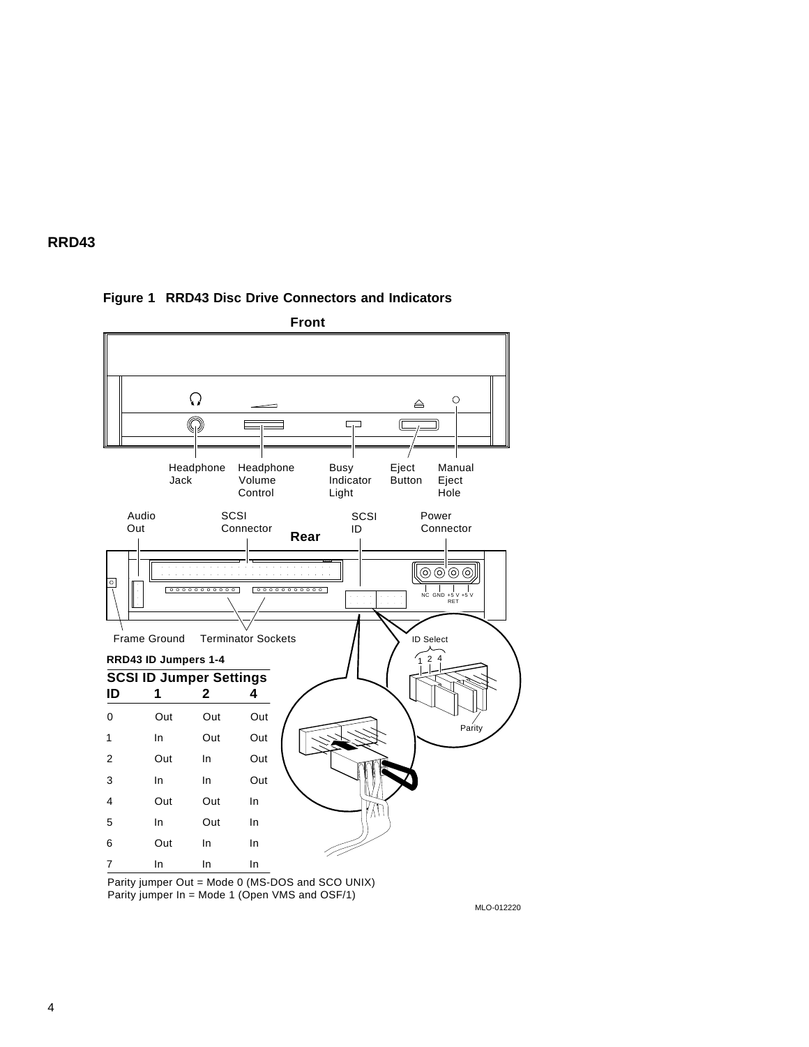## RRD43

**Figure 1 RRD43 Disc Drive Connectors and Indicators**

Front

Headphone Jack

Headphone Volume Control

Busy Indicator Light

Eject Button

Manual Eject Hole

Audio Out

SCSI Connector

Rear

SCSI ID

Power Connector

NC GND +5 V RET +5 V

Frame Ground

Terminator Sockets

ID Select

1 2 4

Parity

**RRD43 ID Jumpers 1-4**

**SCSI ID Jumper Settings**

| ID | 1 | 2 | 4 |
|---|---|---|---|
| 0 | Out | Out | Out |
| 1 | In | Out | Out |
| 2 | Out | In | Out |
| 3 | In | In | Out |
| 4 | Out | Out | In |
| 5 | In | Out | In |
| 6 | Out | In | In |
| 7 | In | In | In |

Parity jumper Out = Mode 0 (MS-DOS and SCO UNIX)
Parity jumper In = Mode 1 (Open VMS and OSF/1)

MLO-012220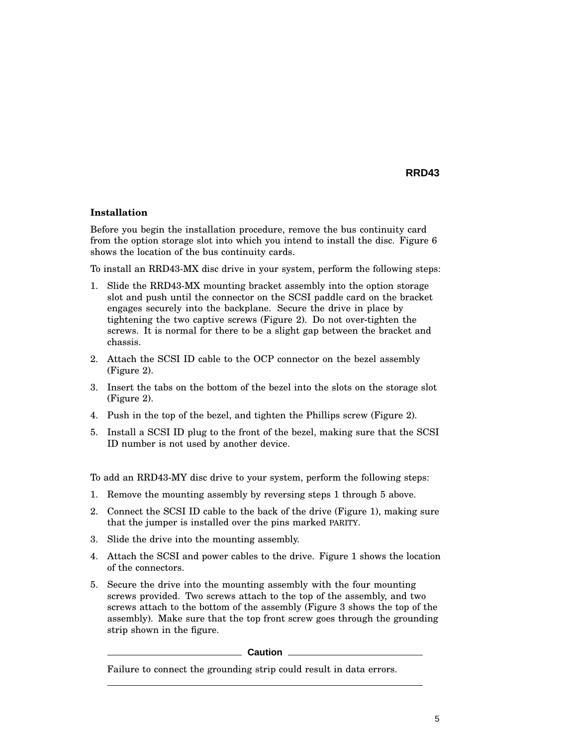## RRD43

### Installation

Before you begin the installation procedure, remove the bus continuity card from the option storage slot into which you intend to install the disc. Figure 6 shows the location of the bus continuity cards.

To install an RRD43-MX disc drive in your system, perform the following steps:

1. Slide the RRD43-MX mounting bracket assembly into the option storage slot and push until the connector on the SCSI paddle card on the bracket engages securely into the backplane. Secure the drive in place by tightening the two captive screws (Figure 2). Do not over-tighten the screws. It is normal for there to be a slight gap between the bracket and chassis.
2. Attach the SCSI ID cable to the OCP connector on the bezel assembly (Figure 2).
3. Insert the tabs on the bottom of the bezel into the slots on the storage slot (Figure 2).
4. Push in the top of the bezel, and tighten the Phillips screw (Figure 2).
5. Install a SCSI ID plug to the front of the bezel, making sure that the SCSI ID number is not used by another device.

To add an RRD43-MY disc drive to your system, perform the following steps:

1. Remove the mounting assembly by reversing steps 1 through 5 above.
2. Connect the SCSI ID cable to the back of the drive (Figure 1), making sure that the jumper is installed over the pins marked PARITY.
3. Slide the drive into the mounting assembly.
4. Attach the SCSI and power cables to the drive. Figure 1 shows the location of the connectors.
5. Secure the drive into the mounting assembly with the four mounting screws provided. Two screws attach to the top of the assembly, and two screws attach to the bottom of the assembly (Figure 3 shows the top of the assembly). Make sure that the top front screw goes through the grounding strip shown in the figure.

**Caution**

Failure to connect the grounding strip could result in data errors.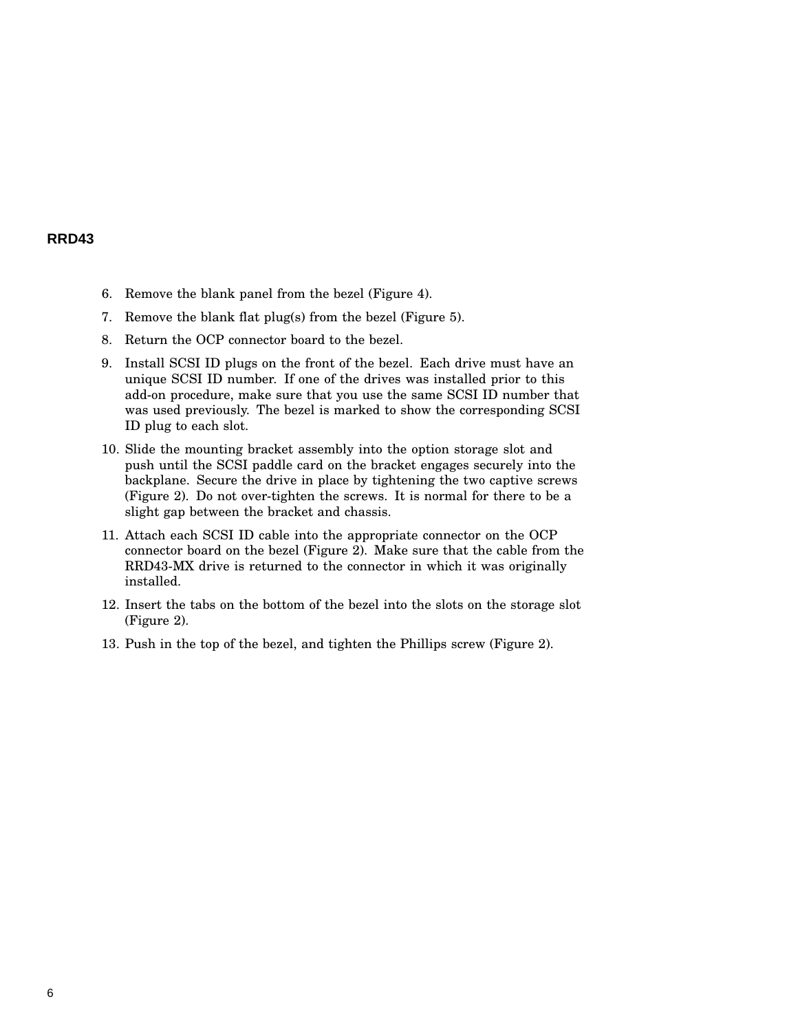6. Remove the blank panel from the bezel (Figure 4).
7. Remove the blank flat plug(s) from the bezel (Figure 5).
8. Return the OCP connector board to the bezel.
9. Install SCSI ID plugs on the front of the bezel. Each drive must have an unique SCSI ID number. If one of the drives was installed prior to this add-on procedure, make sure that you use the same SCSI ID number that was used previously. The bezel is marked to show the corresponding SCSI ID plug to each slot.
10. Slide the mounting bracket assembly into the option storage slot and push until the SCSI paddle card on the bracket engages securely into the backplane. Secure the drive in place by tightening the two captive screws (Figure 2). Do not over-tighten the screws. It is normal for there to be a slight gap between the bracket and chassis.
11. Attach each SCSI ID cable into the appropriate connector on the OCP connector board on the bezel (Figure 2). Make sure that the cable from the RRD43-MX drive is returned to the connector in which it was originally installed.
12. Insert the tabs on the bottom of the bezel into the slots on the storage slot (Figure 2).
13. Push in the top of the bezel, and tighten the Phillips screw (Figure 2).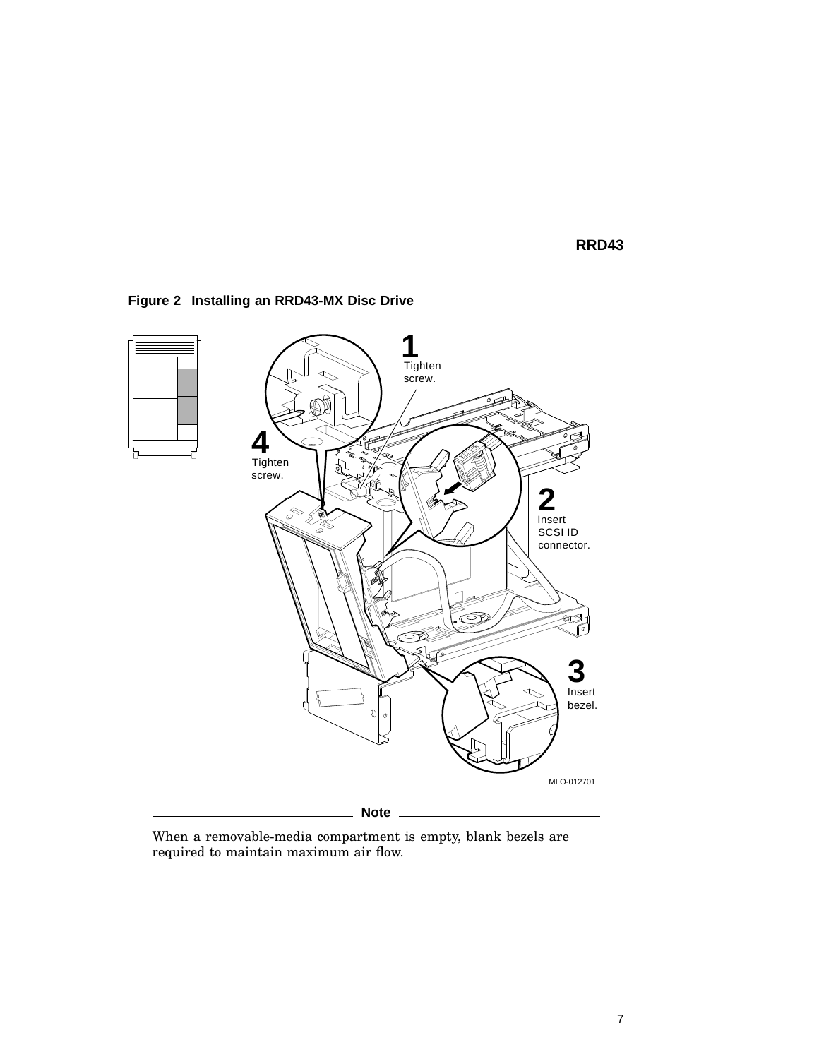**RRD43**

**Figure 2 Installing an RRD43-MX Disc Drive**

1 Tighten screw.

2 Insert SCSI ID connector.

3 Insert bezel.

4 Tighten screw.

MLO-012701

---

**Note**

When a removable-media compartment is empty, blank bezels are required to maintain maximum air flow.

---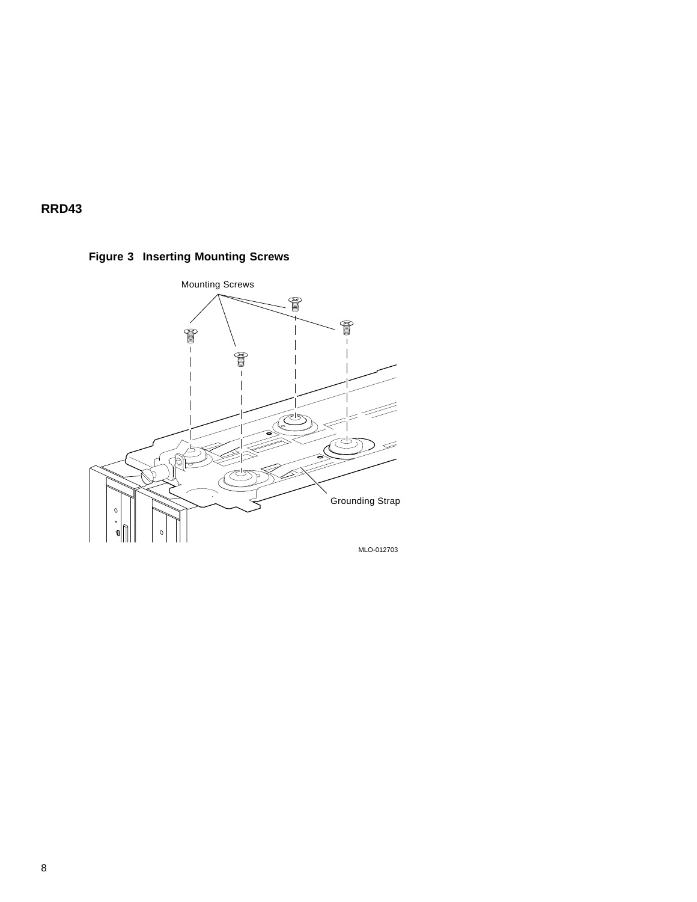## RRD43

**Figure 3 Inserting Mounting Screws**

Mounting Screws

Grounding Strap

MLO-012703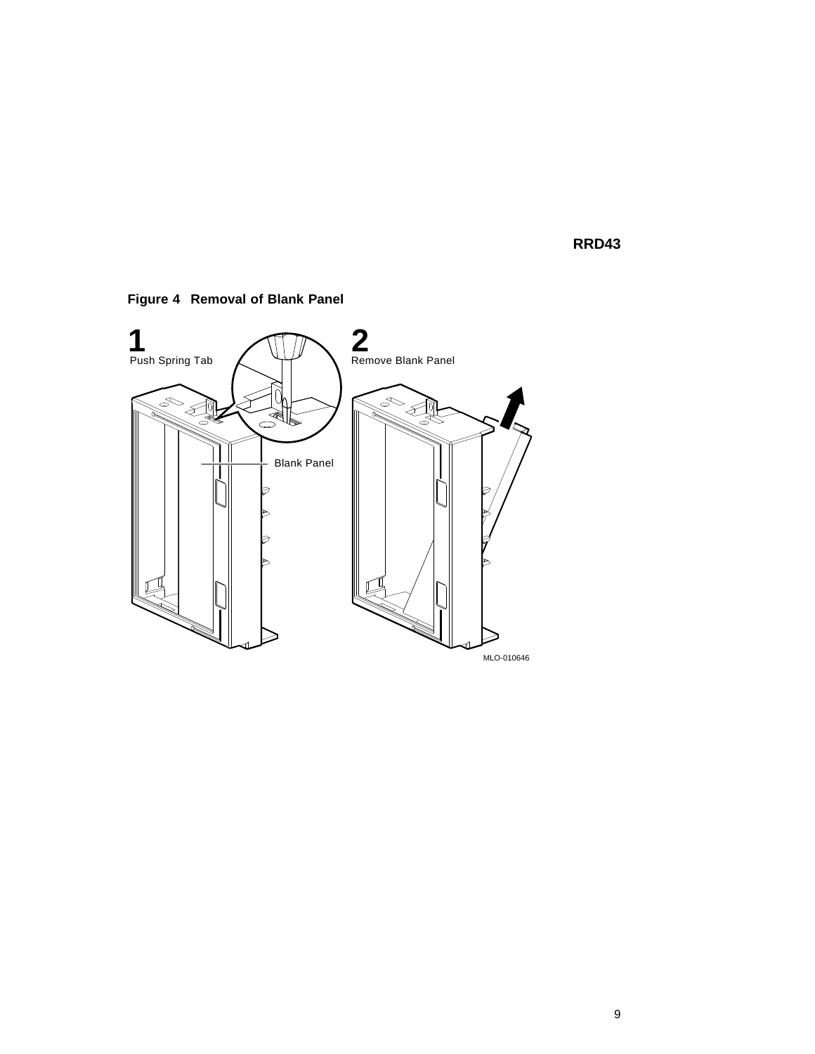**RRD43**

**Figure 4 Removal of Blank Panel**

1
Push Spring Tab

Blank Panel

2
Remove Blank Panel

MLO-010646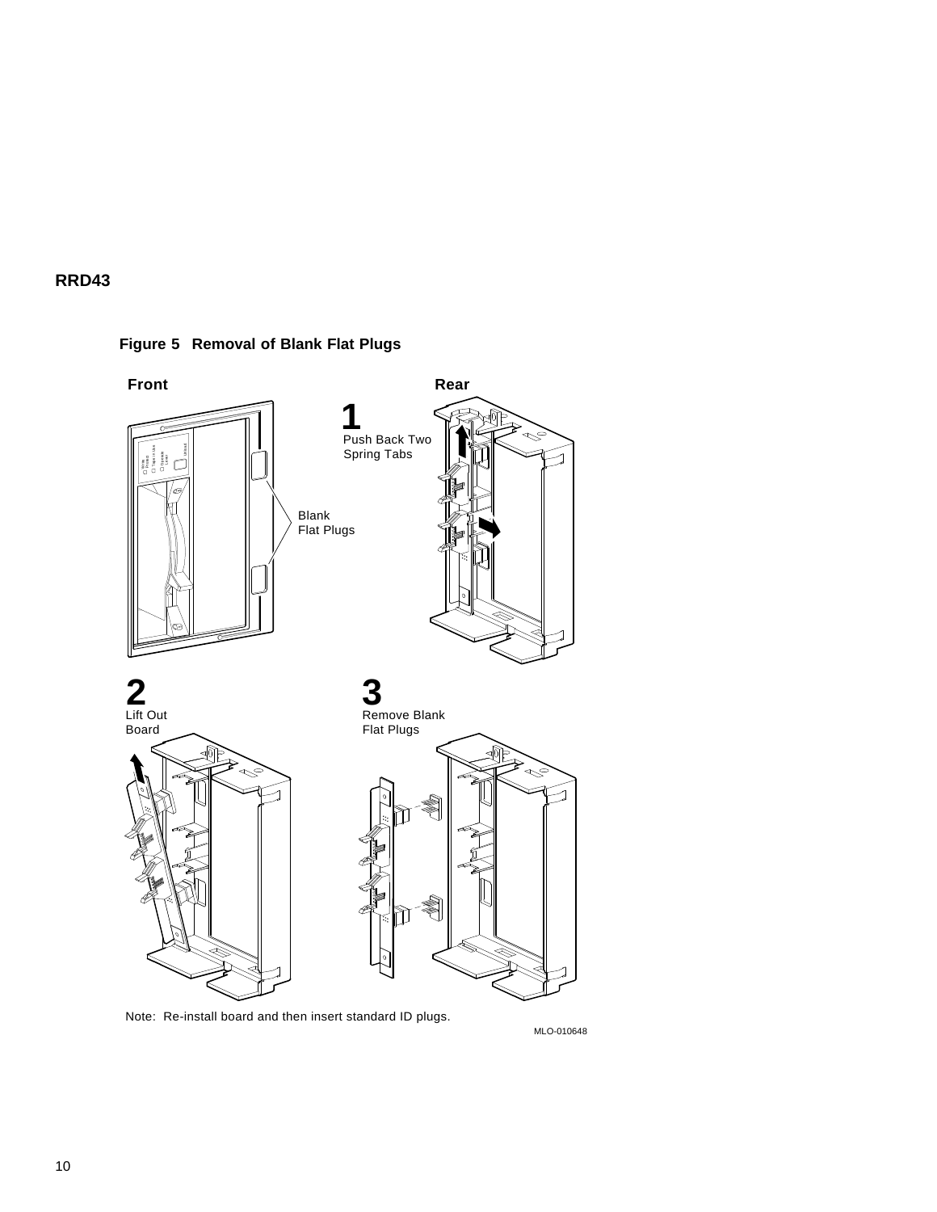## RRD43

**Figure 5 Removal of Blank Flat Plugs**

**Front**

**Rear**

**1**
Push Back Two
Spring Tabs

Blank
Flat Plugs

**2**
Lift Out
Board

**3**
Remove Blank
Flat Plugs

Note: Re-install board and then insert standard ID plugs.

MLO-010648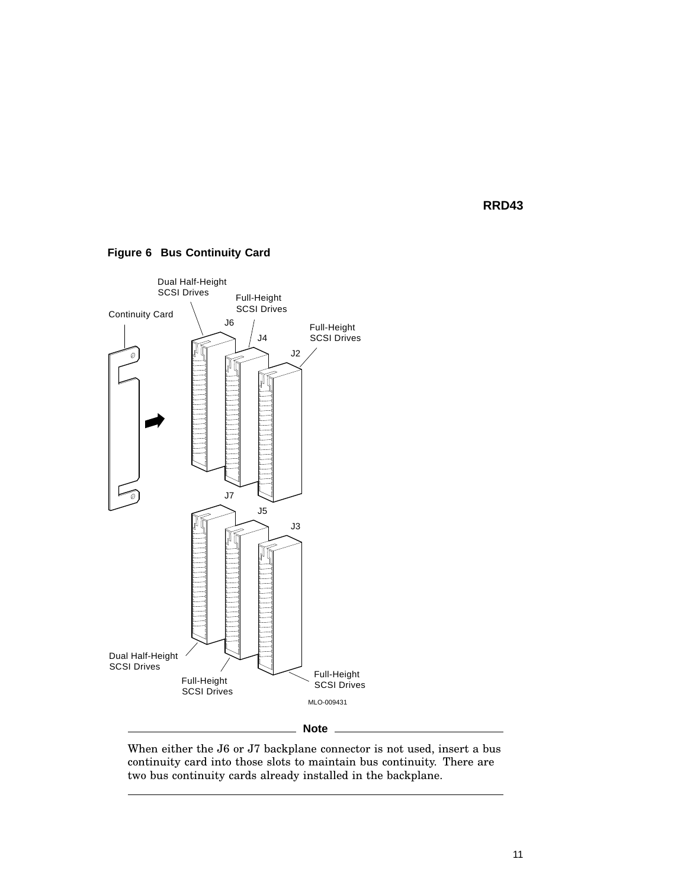**RRD43**

**Figure 6 Bus Continuity Card**

Dual Half-Height
SCSI Drives

Full-Height
SCSI Drives

Continuity Card

J6

J4

Full-Height
SCSI Drives

J2

J7

J5

J3

Dual Half-Height
SCSI Drives

Full-Height
SCSI Drives

Full-Height
SCSI Drives

MLO-009431

---

**Note**

When either the J6 or J7 backplane connector is not used, insert a bus continuity card into those slots to maintain bus continuity. There are two bus continuity cards already installed in the backplane.

---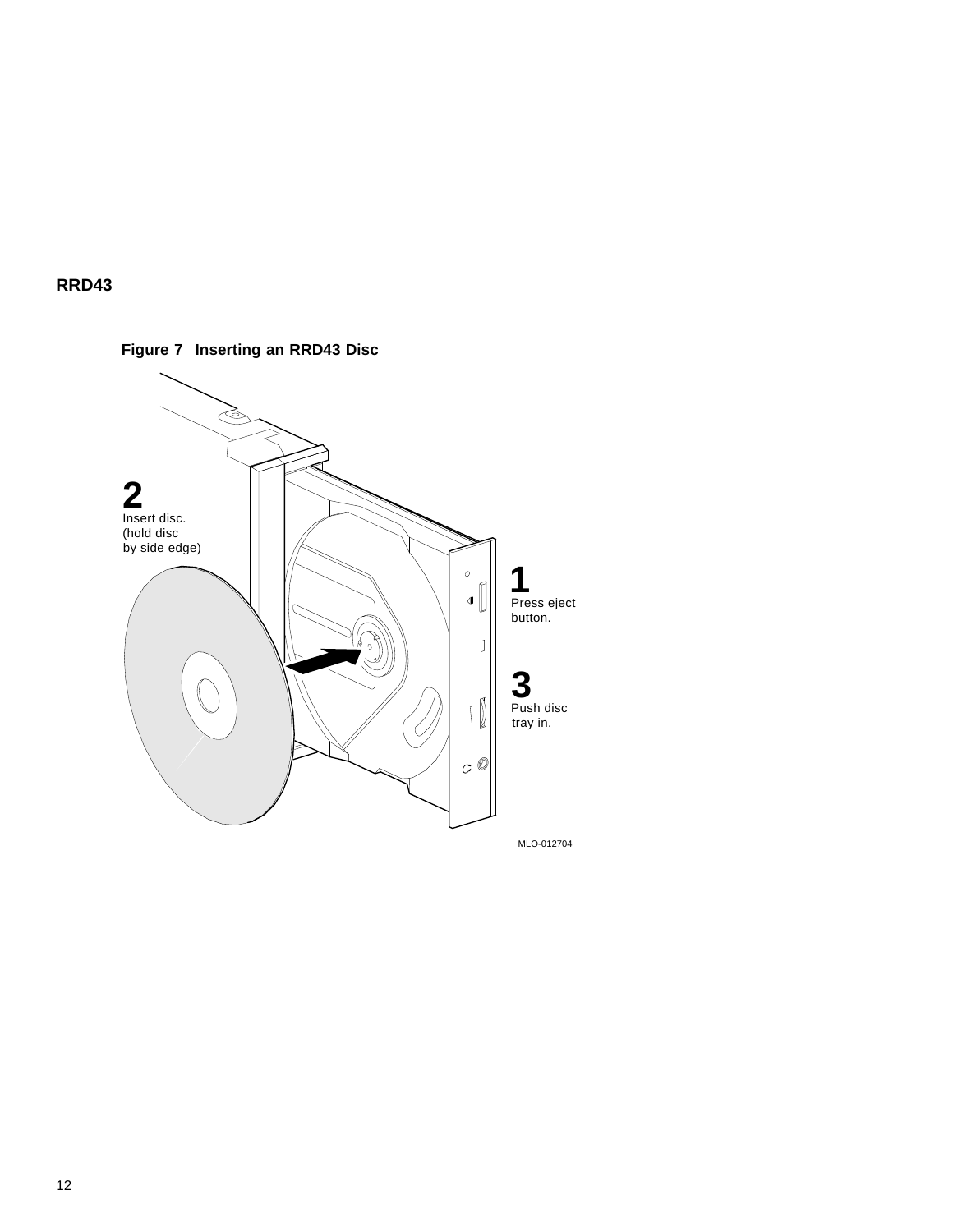## RRD43

**Figure 7 Inserting an RRD43 Disc**

2
Insert disc.
(hold disc
by side edge)

1
Press eject
button.

3
Push disc
tray in.

MLO-012704